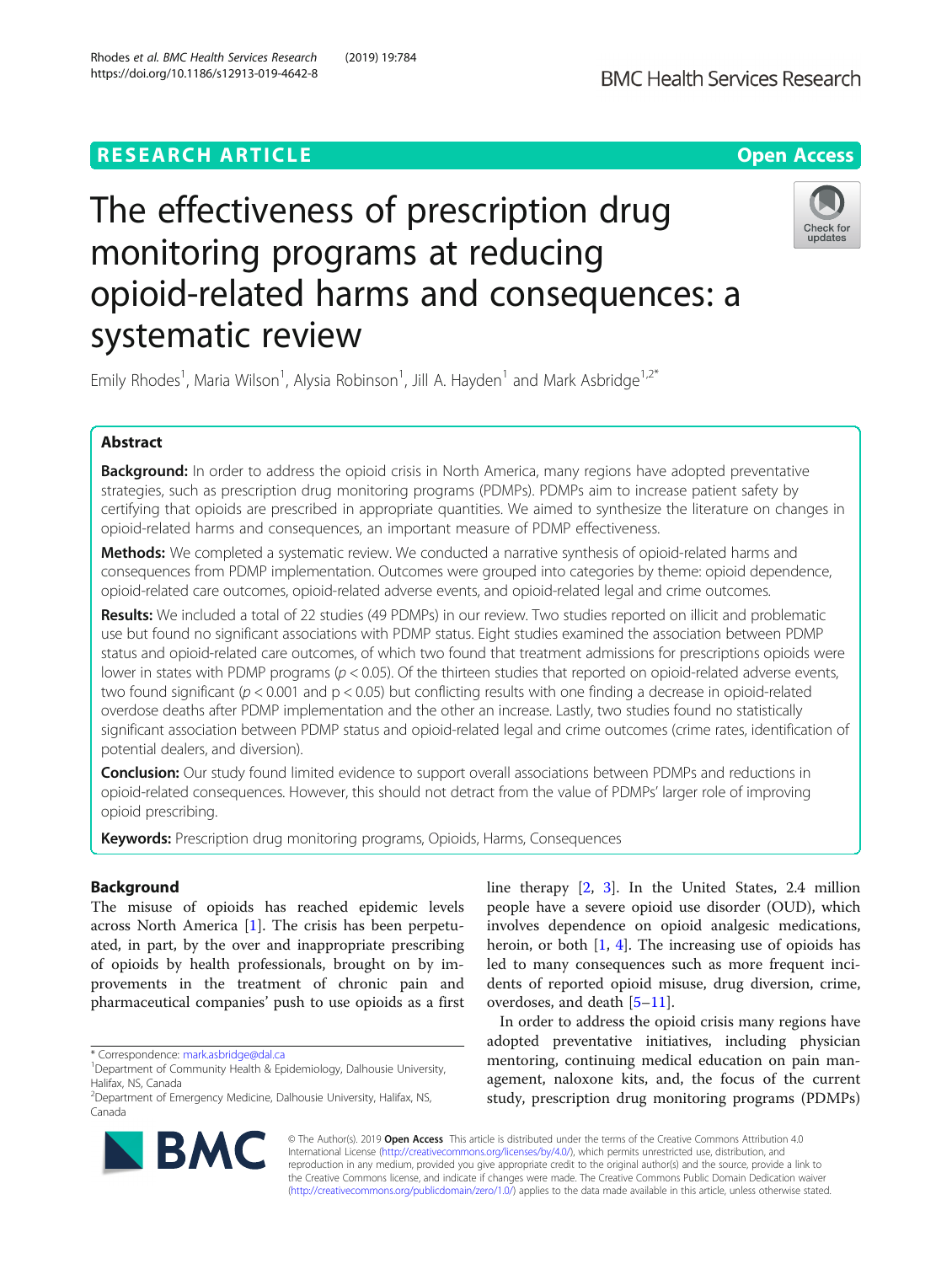RESEARCH ARTICLE

Open Access

# The effectiveness of prescription drug monitoring programs at reducing opioid-related harms and consequences: a systematic review

Emily Rhodes[1], Maria Wilson[1], Alysia Robinson[1], Jill A. Hayden[1] and Mark Asbridge[1,2*]

## Abstract

**Background:** In order to address the opioid crisis in North America, many regions have adopted preventative strategies, such as prescription drug monitoring programs (PDMPs). PDMPs aim to increase patient safety by certifying that opioids are prescribed in appropriate quantities. We aimed to synthesize the literature on changes in opioid-related harms and consequences, an important measure of PDMP effectiveness.

**Methods:** We completed a systematic review. We conducted a narrative synthesis of opioid-related harms and consequences from PDMP implementation. Outcomes were grouped into categories by theme: opioid dependence, opioid-related care outcomes, opioid-related adverse events, and opioid-related legal and crime outcomes.

**Results:** We included a total of 22 studies (49 PDMPs) in our review. Two studies reported on illicit and problematic use but found no significant associations with PDMP status. Eight studies examined the association between PDMP status and opioid-related care outcomes, of which two found that treatment admissions for prescriptions opioids were lower in states with PDMP programs ($p < 0.05$). Of the thirteen studies that reported on opioid-related adverse events, two found significant ($p < 0.001$ and $p < 0.05$) but conflicting results with one finding a decrease in opioid-related overdose deaths after PDMP implementation and the other an increase. Lastly, two studies found no statistically significant association between PDMP status and opioid-related legal and crime outcomes (crime rates, identification of potential dealers, and diversion).

**Conclusion:** Our study found limited evidence to support overall associations between PDMPs and reductions in opioid-related consequences. However, this should not detract from the value of PDMPs' larger role of improving opioid prescribing.

**Keywords:** Prescription drug monitoring programs, Opioids, Harms, Consequences

## Background

The misuse of opioids has reached epidemic levels across North America [1]. The crisis has been perpetuated, in part, by the over and inappropriate prescribing of opioids by health professionals, brought on by improvements in the treatment of chronic pain and pharmaceutical companies' push to use opioids as a first line therapy [2, 3]. In the United States, 2.4 million people have a severe opioid use disorder (OUD), which involves dependence on opioid analgesic medications, heroin, or both [1, 4]. The increasing use of opioids has led to many consequences such as more frequent incidents of reported opioid misuse, drug diversion, crime, overdoses, and death [5–11].

In order to address the opioid crisis many regions have adopted preventative initiatives, including physician mentoring, continuing medical education on pain management, naloxone kits, and, the focus of the current study, prescription drug monitoring programs (PDMPs)

\* Correspondence: mark.asbridge@dal.ca
[1]Department of Community Health & Epidemiology, Dalhousie University, Halifax, NS, Canada
[2]Department of Emergency Medicine, Dalhousie University, Halifax, NS, Canada

© The Author(s). 2019 **Open Access** This article is distributed under the terms of the Creative Commons Attribution 4.0 International License (http://creativecommons.org/licenses/by/4.0/), which permits unrestricted use, distribution, and reproduction in any medium, provided you give appropriate credit to the original author(s) and the source, provide a link to the Creative Commons license, and indicate if changes were made. The Creative Commons Public Domain Dedication waiver (http://creativecommons.org/publicdomain/zero/1.0/) applies to the data made available in this article, unless otherwise stated.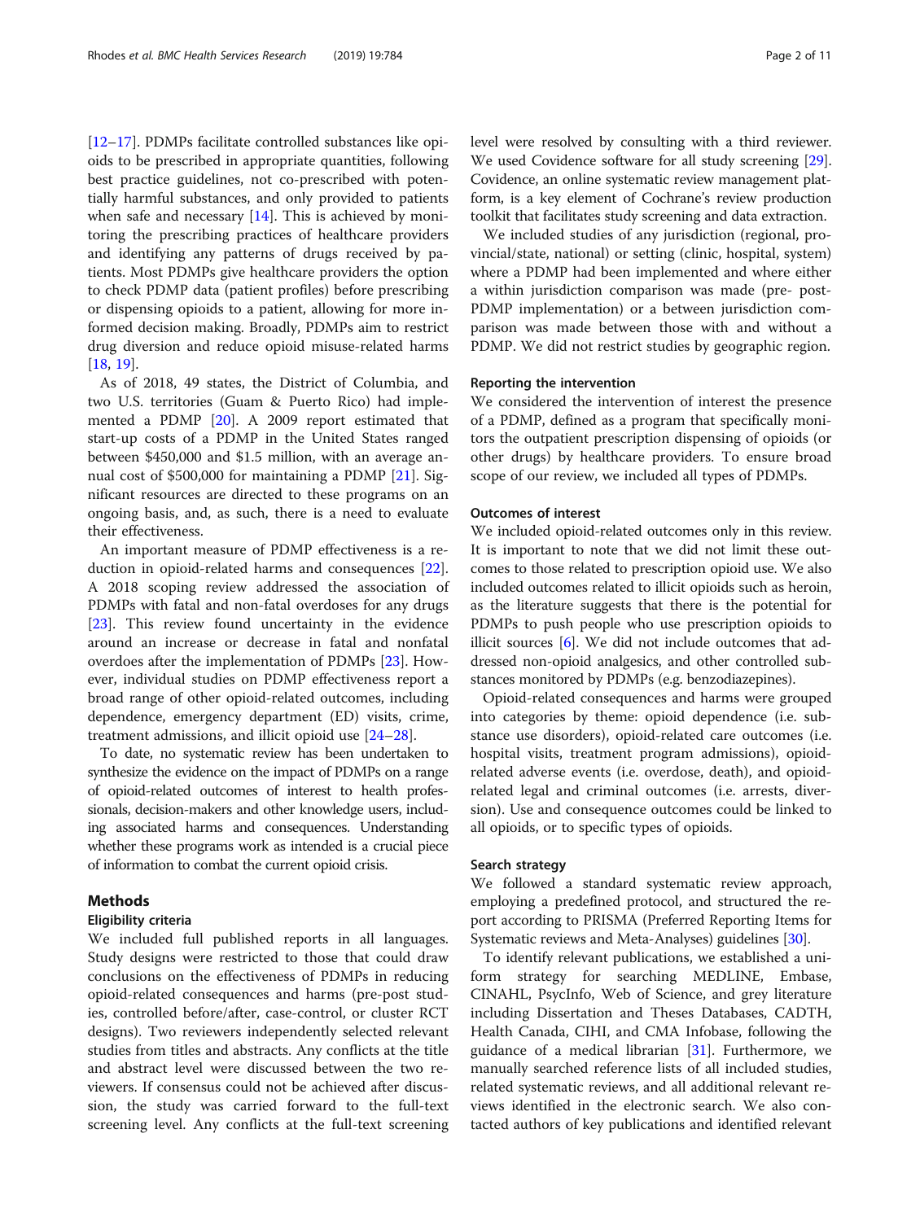[12–17]. PDMPs facilitate controlled substances like opioids to be prescribed in appropriate quantities, following best practice guidelines, not co-prescribed with potentially harmful substances, and only provided to patients when safe and necessary [14]. This is achieved by monitoring the prescribing practices of healthcare providers and identifying any patterns of drugs received by patients. Most PDMPs give healthcare providers the option to check PDMP data (patient profiles) before prescribing or dispensing opioids to a patient, allowing for more informed decision making. Broadly, PDMPs aim to restrict drug diversion and reduce opioid misuse-related harms [18, 19].

As of 2018, 49 states, the District of Columbia, and two U.S. territories (Guam & Puerto Rico) had implemented a PDMP [20]. A 2009 report estimated that start-up costs of a PDMP in the United States ranged between $450,000 and $1.5 million, with an average annual cost of $500,000 for maintaining a PDMP [21]. Significant resources are directed to these programs on an ongoing basis, and, as such, there is a need to evaluate their effectiveness.

An important measure of PDMP effectiveness is a reduction in opioid-related harms and consequences [22]. A 2018 scoping review addressed the association of PDMPs with fatal and non-fatal overdoses for any drugs [23]. This review found uncertainty in the evidence around an increase or decrease in fatal and nonfatal overdoes after the implementation of PDMPs [23]. However, individual studies on PDMP effectiveness report a broad range of other opioid-related outcomes, including dependence, emergency department (ED) visits, crime, treatment admissions, and illicit opioid use [24–28].

To date, no systematic review has been undertaken to synthesize the evidence on the impact of PDMPs on a range of opioid-related outcomes of interest to health professionals, decision-makers and other knowledge users, including associated harms and consequences. Understanding whether these programs work as intended is a crucial piece of information to combat the current opioid crisis.

## Methods

### Eligibility criteria

We included full published reports in all languages. Study designs were restricted to those that could draw conclusions on the effectiveness of PDMPs in reducing opioid-related consequences and harms (pre-post studies, controlled before/after, case-control, or cluster RCT designs). Two reviewers independently selected relevant studies from titles and abstracts. Any conflicts at the title and abstract level were discussed between the two reviewers. If consensus could not be achieved after discussion, the study was carried forward to the full-text screening level. Any conflicts at the full-text screening level were resolved by consulting with a third reviewer. We used Covidence software for all study screening [29]. Covidence, an online systematic review management platform, is a key element of Cochrane's review production toolkit that facilitates study screening and data extraction.

We included studies of any jurisdiction (regional, provincial/state, national) or setting (clinic, hospital, system) where a PDMP had been implemented and where either a within jurisdiction comparison was made (pre- post-PDMP implementation) or a between jurisdiction comparison was made between those with and without a PDMP. We did not restrict studies by geographic region.

### Reporting the intervention

We considered the intervention of interest the presence of a PDMP, defined as a program that specifically monitors the outpatient prescription dispensing of opioids (or other drugs) by healthcare providers. To ensure broad scope of our review, we included all types of PDMPs.

### Outcomes of interest

We included opioid-related outcomes only in this review. It is important to note that we did not limit these outcomes to those related to prescription opioid use. We also included outcomes related to illicit opioids such as heroin, as the literature suggests that there is the potential for PDMPs to push people who use prescription opioids to illicit sources [6]. We did not include outcomes that addressed non-opioid analgesics, and other controlled substances monitored by PDMPs (e.g. benzodiazepines).

Opioid-related consequences and harms were grouped into categories by theme: opioid dependence (i.e. substance use disorders), opioid-related care outcomes (i.e. hospital visits, treatment program admissions), opioid-related adverse events (i.e. overdose, death), and opioid-related legal and criminal outcomes (i.e. arrests, diversion). Use and consequence outcomes could be linked to all opioids, or to specific types of opioids.

### Search strategy

We followed a standard systematic review approach, employing a predefined protocol, and structured the report according to PRISMA (Preferred Reporting Items for Systematic reviews and Meta-Analyses) guidelines [30].

To identify relevant publications, we established a uniform strategy for searching MEDLINE, Embase, CINAHL, PsycInfo, Web of Science, and grey literature including Dissertation and Theses Databases, CADTH, Health Canada, CIHI, and CMA Infobase, following the guidance of a medical librarian [31]. Furthermore, we manually searched reference lists of all included studies, related systematic reviews, and all additional relevant reviews identified in the electronic search. We also contacted authors of key publications and identified relevant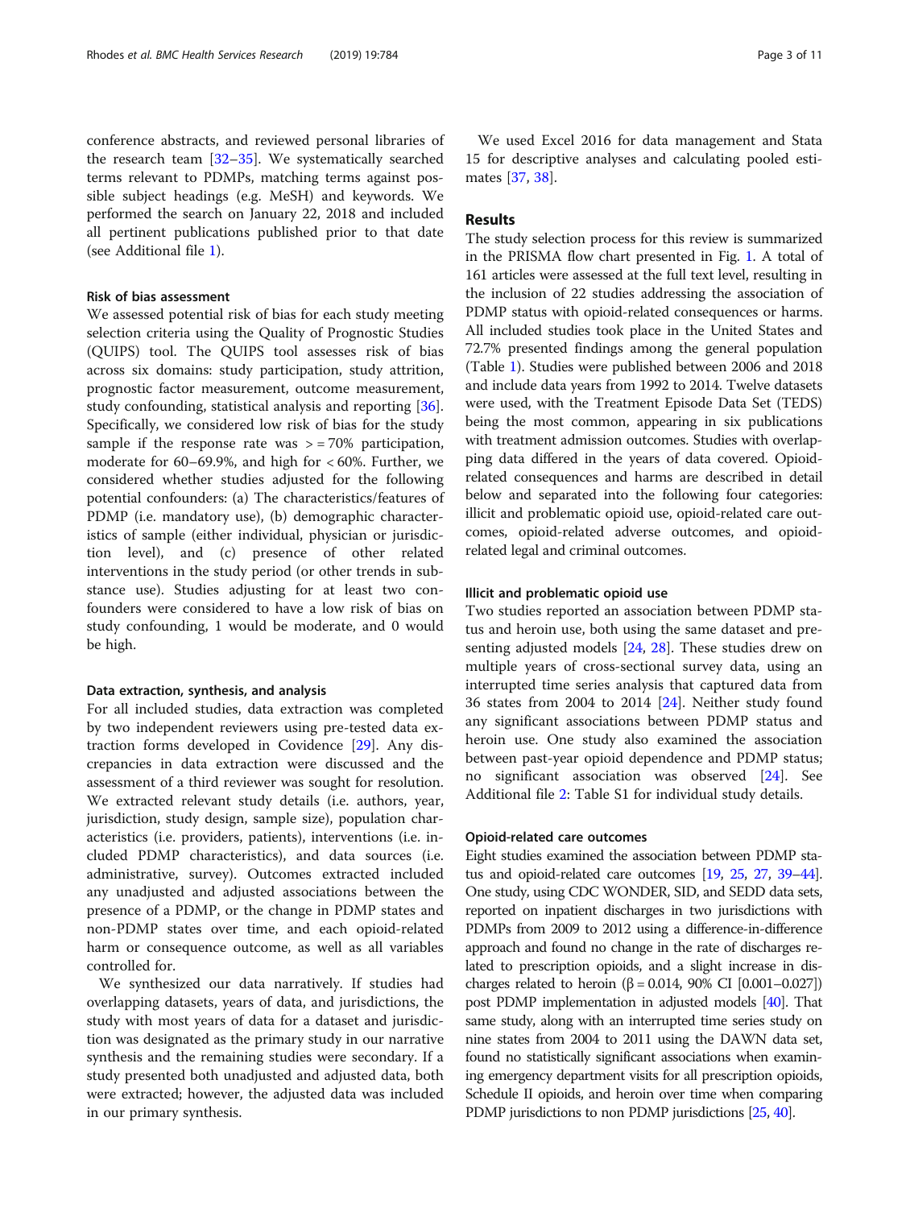conference abstracts, and reviewed personal libraries of the research team [32–35]. We systematically searched terms relevant to PDMPs, matching terms against possible subject headings (e.g. MeSH) and keywords. We performed the search on January 22, 2018 and included all pertinent publications published prior to that date (see Additional file 1).

### Risk of bias assessment

We assessed potential risk of bias for each study meeting selection criteria using the Quality of Prognostic Studies (QUIPS) tool. The QUIPS tool assesses risk of bias across six domains: study participation, study attrition, prognostic factor measurement, outcome measurement, study confounding, statistical analysis and reporting [36]. Specifically, we considered low risk of bias for the study sample if the response rate was > = 70% participation, moderate for 60–69.9%, and high for < 60%. Further, we considered whether studies adjusted for the following potential confounders: (a) The characteristics/features of PDMP (i.e. mandatory use), (b) demographic characteristics of sample (either individual, physician or jurisdiction level), and (c) presence of other related interventions in the study period (or other trends in substance use). Studies adjusting for at least two confounders were considered to have a low risk of bias on study confounding, 1 would be moderate, and 0 would be high.

### Data extraction, synthesis, and analysis

For all included studies, data extraction was completed by two independent reviewers using pre-tested data extraction forms developed in Covidence [29]. Any discrepancies in data extraction were discussed and the assessment of a third reviewer was sought for resolution. We extracted relevant study details (i.e. authors, year, jurisdiction, study design, sample size), population characteristics (i.e. providers, patients), interventions (i.e. included PDMP characteristics), and data sources (i.e. administrative, survey). Outcomes extracted included any unadjusted and adjusted associations between the presence of a PDMP, or the change in PDMP states and non-PDMP states over time, and each opioid-related harm or consequence outcome, as well as all variables controlled for.

We synthesized our data narratively. If studies had overlapping datasets, years of data, and jurisdictions, the study with most years of data for a dataset and jurisdiction was designated as the primary study in our narrative synthesis and the remaining studies were secondary. If a study presented both unadjusted and adjusted data, both were extracted; however, the adjusted data was included in our primary synthesis.

We used Excel 2016 for data management and Stata 15 for descriptive analyses and calculating pooled estimates [37, 38].

## Results

The study selection process for this review is summarized in the PRISMA flow chart presented in Fig. 1. A total of 161 articles were assessed at the full text level, resulting in the inclusion of 22 studies addressing the association of PDMP status with opioid-related consequences or harms. All included studies took place in the United States and 72.7% presented findings among the general population (Table 1). Studies were published between 2006 and 2018 and include data years from 1992 to 2014. Twelve datasets were used, with the Treatment Episode Data Set (TEDS) being the most common, appearing in six publications with treatment admission outcomes. Studies with overlapping data differed in the years of data covered. Opioid-related consequences and harms are described in detail below and separated into the following four categories: illicit and problematic opioid use, opioid-related care outcomes, opioid-related adverse outcomes, and opioid-related legal and criminal outcomes.

### Illicit and problematic opioid use

Two studies reported an association between PDMP status and heroin use, both using the same dataset and presenting adjusted models [24, 28]. These studies drew on multiple years of cross-sectional survey data, using an interrupted time series analysis that captured data from 36 states from 2004 to 2014 [24]. Neither study found any significant associations between PDMP status and heroin use. One study also examined the association between past-year opioid dependence and PDMP status; no significant association was observed [24]. See Additional file 2: Table S1 for individual study details.

### Opioid-related care outcomes

Eight studies examined the association between PDMP status and opioid-related care outcomes [19, 25, 27, 39–44]. One study, using CDC WONDER, SID, and SEDD data sets, reported on inpatient discharges in two jurisdictions with PDMPs from 2009 to 2012 using a difference-in-difference approach and found no change in the rate of discharges related to prescription opioids, and a slight increase in discharges related to heroin ($\beta = 0.014$, 90% CI [0.001–0.027]) post PDMP implementation in adjusted models [40]. That same study, along with an interrupted time series study on nine states from 2004 to 2011 using the DAWN data set, found no statistically significant associations when examining emergency department visits for all prescription opioids, Schedule II opioids, and heroin over time when comparing PDMP jurisdictions to non PDMP jurisdictions [25, 40].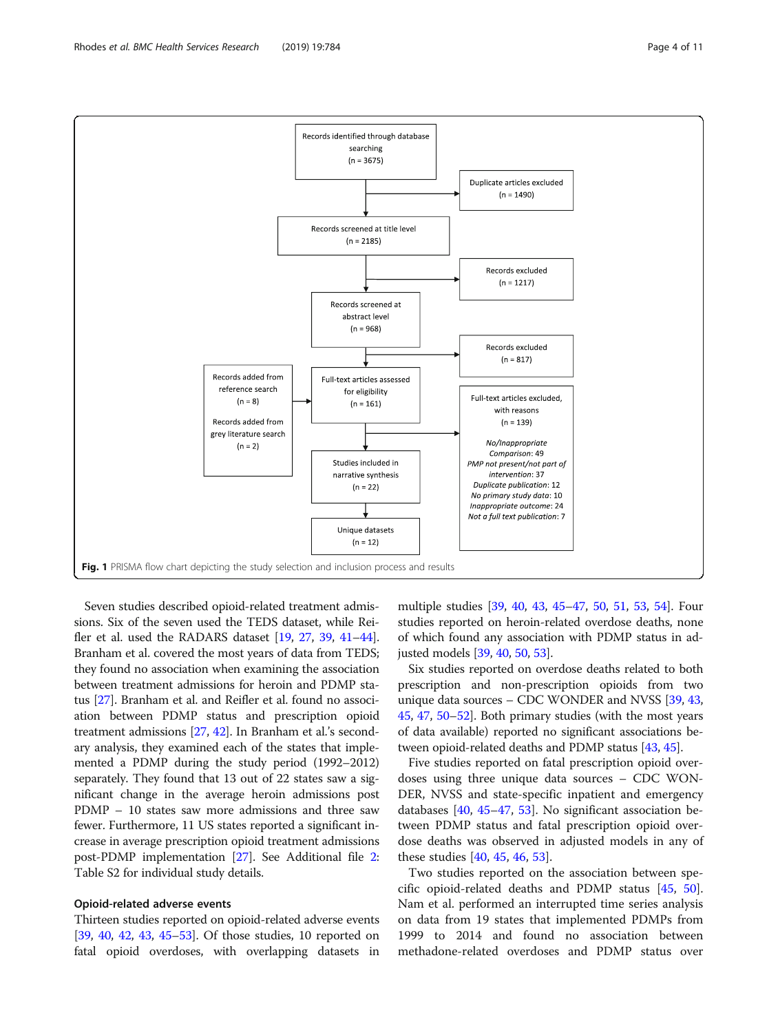Records identified through database searching (n = 3675)

Duplicate articles excluded (n = 1490)

Records screened at title level (n = 2185)

Records excluded (n = 1217)

Records screened at abstract level (n = 968)

Records excluded (n = 817)

Records added from reference search (n = 8)

Records added from grey literature search (n = 2)

Full-text articles assessed for eligibility (n = 161)

Full-text articles excluded, with reasons (n = 139)

*No/Inappropriate Comparison*: 49
*PMP not present/not part of intervention*: 37
*Duplicate publication*: 12
*No primary study data*: 10
*Inappropriate outcome*: 24
*Not a full text publication*: 7

Studies included in narrative synthesis (n = 22)

Unique datasets (n = 12)

**Fig. 1** PRISMA flow chart depicting the study selection and inclusion process and results

Seven studies described opioid-related treatment admissions. Six of the seven used the TEDS dataset, while Reifler et al. used the RADARS dataset [19, 27, 39, 41–44]. Branham et al. covered the most years of data from TEDS; they found no association when examining the association between treatment admissions for heroin and PDMP status [27]. Branham et al. and Reifler et al. found no association between PDMP status and prescription opioid treatment admissions [27, 42]. In Branham et al.'s secondary analysis, they examined each of the states that implemented a PDMP during the study period (1992–2012) separately. They found that 13 out of 22 states saw a significant change in the average heroin admissions post PDMP – 10 states saw more admissions and three saw fewer. Furthermore, 11 US states reported a significant increase in average prescription opioid treatment admissions post-PDMP implementation [27]. See Additional file 2: Table S2 for individual study details.

### Opioid-related adverse events

Thirteen studies reported on opioid-related adverse events [39, 40, 42, 43, 45–53]. Of those studies, 10 reported on fatal opioid overdoses, with overlapping datasets in multiple studies [39, 40, 43, 45–47, 50, 51, 53, 54]. Four studies reported on heroin-related overdose deaths, none of which found any association with PDMP status in adjusted models [39, 40, 50, 53].

Six studies reported on overdose deaths related to both prescription and non-prescription opioids from two unique data sources – CDC WONDER and NVSS [39, 43, 45, 47, 50–52]. Both primary studies (with the most years of data available) reported no significant associations between opioid-related deaths and PDMP status [43, 45].

Five studies reported on fatal prescription opioid overdoses using three unique data sources – CDC WONDER, NVSS and state-specific inpatient and emergency databases [40, 45–47, 53]. No significant association between PDMP status and fatal prescription opioid overdose deaths was observed in adjusted models in any of these studies [40, 45, 46, 53].

Two studies reported on the association between specific opioid-related deaths and PDMP status [45, 50]. Nam et al. performed an interrupted time series analysis on data from 19 states that implemented PDMPs from 1999 to 2014 and found no association between methadone-related overdoses and PDMP status over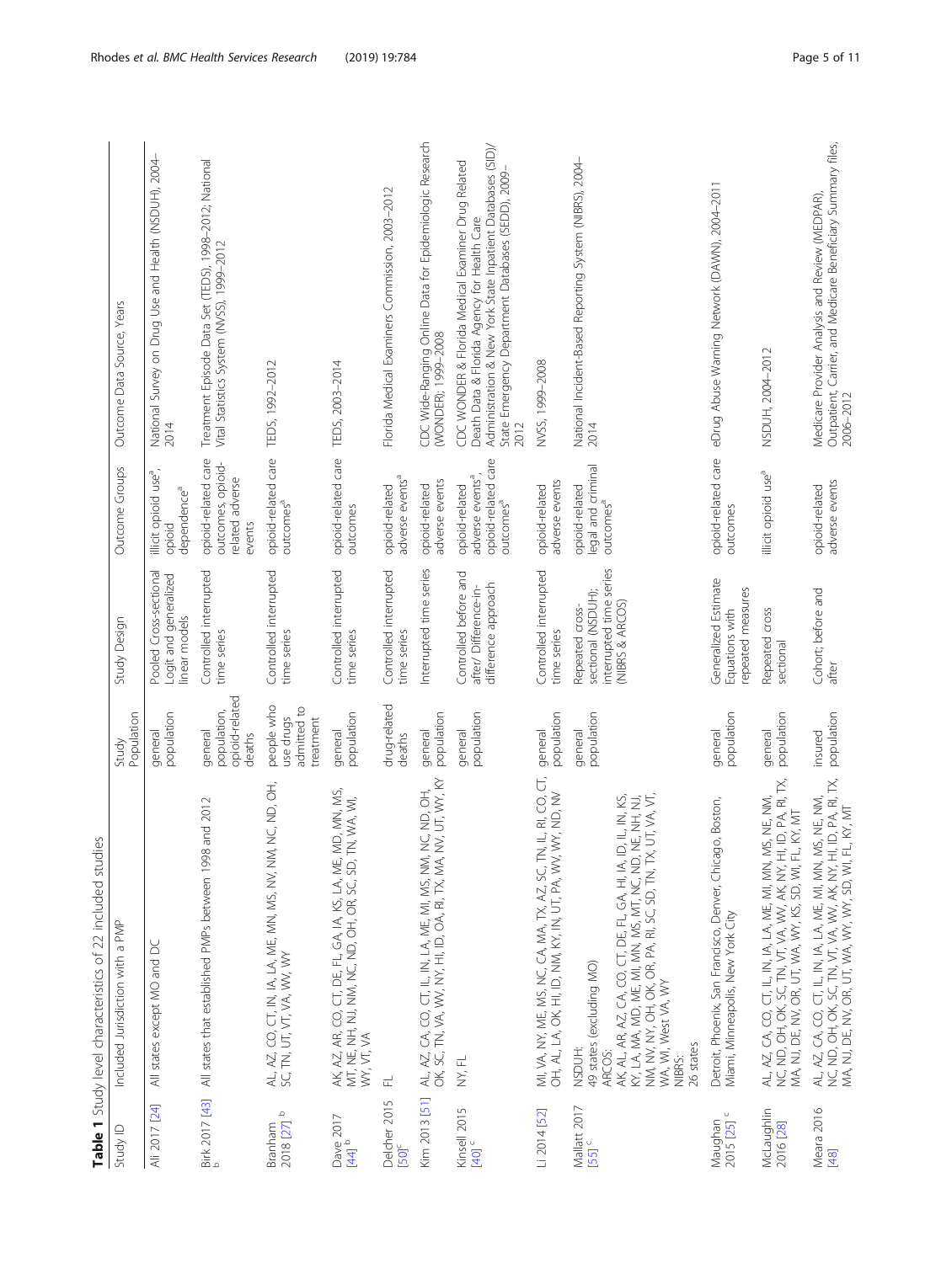**Table 1** Study level characteristics of 22 included studies

| Study ID | Included Jurisdiction with a PMP | Study Population | Study Design | Outcome Groups | Outcome Data Source, Years |
| --- | --- | --- | --- | --- | --- |
| Ali 2017 [24] | All states except MO and DC | general population | Pooled Cross-sectional Logit and generalized linear models | illicit opioid use[a], opioid dependence[a] | National Survey on Drug Use and Health (NSDUH), 2004–2014 |
| Birk 2017 [43] [b] | All states that established PMPs between 1998 and 2012 | general population, opioid-related deaths | Controlled interrupted time series | opioid-related care outcomes, opioid-related adverse events | Treatment Episode Data Set (TEDS), 1998–2012; National Vital Statistics System (NVSS), 1999–2012 |
| Branham 2018 [27] [b] | AL, AZ, CO, CT, IN, IA, LA, ME, MN, MS, NV, NM, NC, ND, OH, SC, TN, UT, VT, VA, WV, WY | people who use drugs admitted to treatment | Controlled interrupted time series | opioid-related care outcomes[a] | TEDS, 1992–2012 |
| Dave 2017 [44] [b] | AK, AZ, AR, CO, CT, DE, FL, GA, IA, KS, LA, ME, MD, MN, MS, MT, NE, NH, NJ, NM, NC, ND, OH, OR, SC, SD, TN, WA, WI, WY, VT, VA | general population | Controlled interrupted time series | opioid-related care outcomes | TEDS, 2003–2014 |
| Delcher 2015 [50] [c] | FL | drug-related deaths | Controlled interrupted time series | opioid-related adverse events[a] | Florida Medical Examiners Commission, 2003–2012 |
| Kim 2013 [51] | AL, AZ, CA, CO, CT, IL, IN, LA, ME, MI, MS, NM, NC, ND, OH, OK, SC, TN, VA, WV, NY, HI, ID, OA, RI, TX, MA, NV, UT, WY, KY | general population | Interrupted time series | opioid-related adverse events | CDC Wide-Ranging Online Data for Epidemiologic Research (WONDER), 1999–2008 |
| Kinsell 2015 [40] [c] | NY, FL | general population | Controlled before and after/ Difference-in-difference approach | opioid-related adverse events[a], opioid-related care outcomes[a] | CDC WONDER & Florida Medical Examiner Drug Related Death Data & Florida Agency for Health Care Administration & New York State Inpatient Databases (SID)/ State Emergency Department Databases (SEDD), 2009–2012 |
| Li 2014 [52] | MI, VA, NY, ME, MS, NC, CA, MA, TX, AZ, SC, TN, IL, RI, CO, CT, OH, AL, LA, OK, HI, ID, NM, KY, IN, UT, PA, WV, WY, ND, NV | general population | Controlled interrupted time series | opioid-related adverse events | NVSS, 1999–2008 |
| Mallatt 2017 [55] [c] | NSDUH: 49 states (excluding MO) ARCOS: AK, AL, AR, AZ, CA, CO, CT, DE, FL, GA, HI, IA, ID, IL, IN, KS, KY, LA, MA, MD, ME, MI, MN, MS, MT, NC, ND, NE, NH, NJ, NM, NV, NY, OH, OK, OR, PA, RI, SC, SD, TN, TX, UT, VA, VT, WA, WI, West VA, WY NIBRS: 26 states | general population | Repeated cross-sectional (NSDUH); interrupted time series (NIBRS & ARCOS) | opioid-related legal and criminal outcomes[a] | National Incident-Based Reporting System (NIBRS), 2004–2014 |
| Maughan 2015 [25] [c] | Detroit, Phoenix, San Francisco, Denver, Chicago, Boston, Miami, Minneapolis, New York City | general population | Generalized Estimate Equations with repeated measures | opioid-related care outcomes | eDrug Abuse Warning Network (DAWN), 2004–2011 |
| McLaughlin 2016 [28] | AL, AZ, CA, CO, CT, IL, IN, IA, LA, ME, MI, MN, MS, NE, NM, NC, ND, OH, OK, SC, TN, VT, VA, WV, AK, NY, HI, ID, PA, RI, TX, MA, NJ, DE, NV, OR, UT, WA, WY, KS, SD, WI, FL, KY, MT | general population | Repeated cross sectional | illicit opioid use[a] | NSDUH, 2004–2012 |
| Meara 2016 [48] | AL, AZ, CA, CO, CT, IL, IN, IA, LA, ME, MI, MN, MS, NE, NM, NC, ND, OH, OK, SC, TN, VT, VA, WV, AK, NY, HI, ID, PA, RI, TX, MA, NJ, DE, NV, OR, UT, WA, WY, WY, SD, WI, FL, KY, MT | insured population | Cohort; before and after | opioid-related adverse events | Medicare Provider Analysis and Review (MEDPAR), Outpatient, Carrier, and Medicare Beneficiary Summary files, 2006–2012 |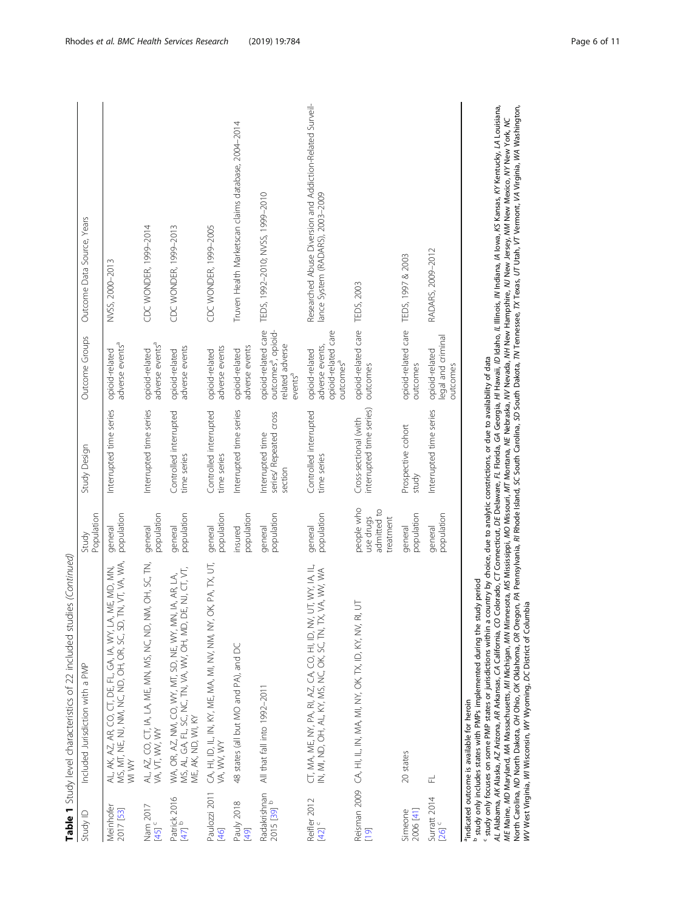**Table 1** Study level characteristics of 22 included studies *(Continued)*

| Study ID | Included Jurisdiction with a PMP | Study Population | Study Design | Outcome Groups | Outcome Data Source, Years |
|---|---|---|---|---|---|
| Meinhofer 2017 [53] | AL, AK, AZ, AR, CO, CT, DE, FL, GA, IA, WY, LA, ME, MD, MN, MS, MT, NE, NJ, NM, NC, ND, OH, OR, SC, SD, TN, VT, VA, WA, WI WY | general population | Interrupted time series | opioid-related adverse events[a] | NVSS, 2000–2013 |
| Nam 2017 [45][c] | AL, AZ, CO, CT, IA, LA, ME, MN, MS, NC, ND, NM, OH, SC, TN, VA, VT, WV, WY | general population | Interrupted time series | opioid-related adverse events[a] | CDC WONDER, 1999–2014 |
| Patrick 2016 [47][b] | WA, OR, AZ, NM, CO, WY, MT, SD, NE, WY, MN, IA, AR, LA, MS, AL, GA, FL, SC, NC, TN, VA, WV, OH, MD, DE, NJ, CT, VT, ME, AK, ND, WI, KY | general population | Controlled interrupted time series | opioid-related adverse events | CDC WONDER, 1999–2013 |
| Paulozzi 2011 [46] | CA, HI, ID, IL, IN, KY, ME, MA, MI, NV, NM, NY, OK, PA, TX, UT, VA, WV, WY | general population | Controlled interrupted time series | opioid-related adverse events | CDC WONDER, 1999–2005 |
| Pauly 2018 [49] | 48 states (all but MO and PA), and DC | insured population | Interrupted time series | opioid-related adverse events | Truven Health Marketscan claims database, 2004–2014 |
| Radakrishnan 2015 [39][b] | All that fall into 1992–2011 | general population | Interrupted time series/ Repeated cross section | opioid-related care outcomes[a], opioid-related adverse events[a] | TEDS, 1992–2010; NVSS, 1999–2010 |
| Reifler 2012 [42][c] | CT, MA, ME, NY, PA, RI, AZ, CA, CO, HI, ID, NV, UT, WY, IA, IL, IN, MI, ND, OH, AL, KY, MS, NC, OK, SC, TN, TX, VA, WV, WA | general population | Controlled interrupted time series | opioid-related adverse events, opioid-related care outcomes[a] | Researched Abuse Diversion and Addiction-Related Surveillance System (RADARS), 2003–2009 |
| Reisman 2009 [19] | CA, HI, IL, IN, MA, MI, NY, OK, TX, ID, KY, NV, RI, UT | people who use drugs admitted to treatment | Cross-sectional (with interrupted time series) | opioid-related care outcomes | TEDS, 2003 |
| Simeone 2006 [41] | 20 states | general population | Prospective cohort study | opioid-related care outcomes | TEDS, 1997 & 2003 |
| Surratt 2014 [26][c] | FL | general population | Interrupted time series | opioid-related legal and criminal outcomes | RADARS, 2009–2012 |

[a]indicated outcome is available for heroin
[b] study only includes states with PMPs implemented during the study period
[c] study only focuses on some PMP states or jurisdictions within a country by choice, due to analytic constrictions, or due to availability of data
*AL* Alabama, *AK* Alaska, *AZ* Arizona, *AR* Arkansas, *CA* California, *CO* Colorado, *CT* Connecticut, *DE* Delaware, *FL* Florida, *GA* Georgia, *HI* Hawaii, *ID* Idaho, *IL* Illinois, *IN* Indiana, *IA* Iowa, *KS* Kansas, *KY* Kentucky, *LA* Louisiana, *ME* Maine, *MD* Maryland, *MA* Massachusetts, *MI* Michigan, *MN* Minnesota, *MS* Mississippi, *MO* Missouri, *MT* Montana, *NE* Nebraska, *NV* Nevada, *NH* New Hampshire, *NJ* New Jersey, *NM* New Mexico, *NY* New York, *NC* North Carolina, *ND* North Dakota, *OH* Ohio, *OK* Oklahoma, *OR* Oregon, *PA* Pennsylvania, *RI* Rhode Island, *SC* South Carolina, *SD* South Dakota, *TN* Tennessee, *TX* Texas, *UT* Utah, *VT* Vermont, *VA* Virginia, *WA* Washington, *WV* West Virginia, *WI* Wisconsin, *WY* Wyoming, *DC* District of Columbia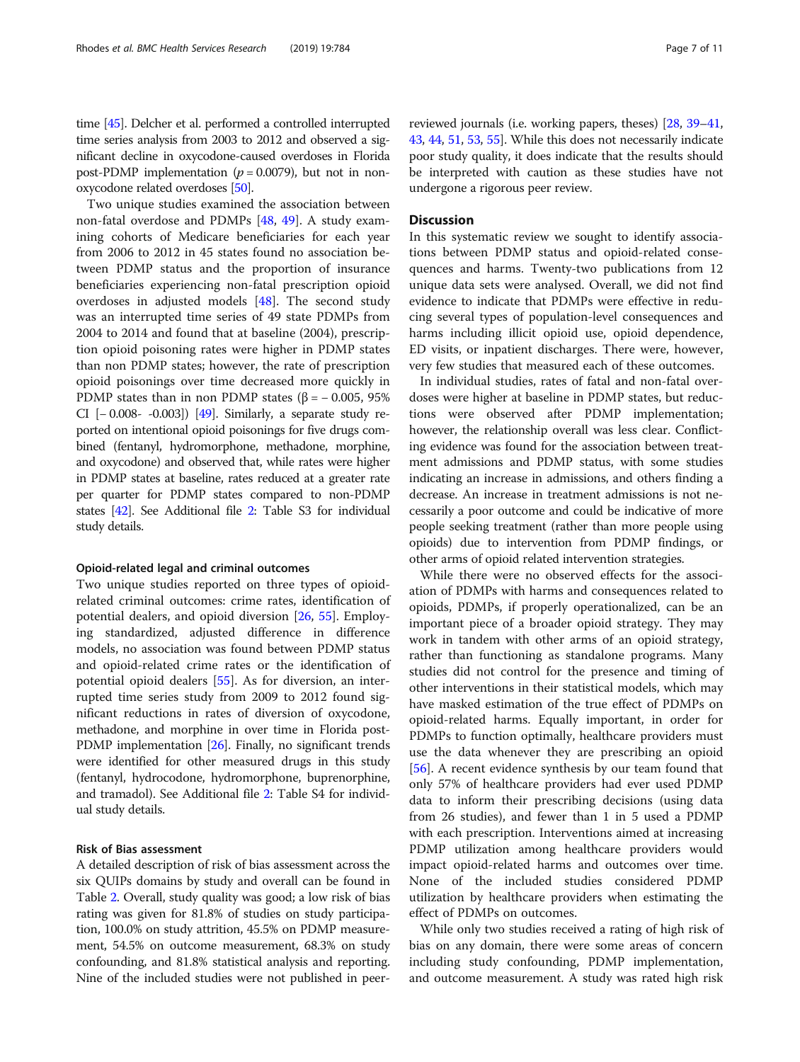time [45]. Delcher et al. performed a controlled interrupted time series analysis from 2003 to 2012 and observed a significant decline in oxycodone-caused overdoses in Florida post-PDMP implementation ($p = 0.0079$), but not in non-oxycodone related overdoses [50].

Two unique studies examined the association between non-fatal overdose and PDMPs [48, 49]. A study examining cohorts of Medicare beneficiaries for each year from 2006 to 2012 in 45 states found no association between PDMP status and the proportion of insurance beneficiaries experiencing non-fatal prescription opioid overdoses in adjusted models [48]. The second study was an interrupted time series of 49 state PDMPs from 2004 to 2014 and found that at baseline (2004), prescription opioid poisoning rates were higher in PDMP states than non PDMP states; however, the rate of prescription opioid poisonings over time decreased more quickly in PDMP states than in non PDMP states ($\beta = -0.005$, 95% CI [−0.008- -0.003]) [49]. Similarly, a separate study reported on intentional opioid poisonings for five drugs combined (fentanyl, hydromorphone, methadone, morphine, and oxycodone) and observed that, while rates were higher in PDMP states at baseline, rates reduced at a greater rate per quarter for PDMP states compared to non-PDMP states [42]. See Additional file 2: Table S3 for individual study details.

#### Opioid-related legal and criminal outcomes

Two unique studies reported on three types of opioid-related criminal outcomes: crime rates, identification of potential dealers, and opioid diversion [26, 55]. Employing standardized, adjusted difference in difference models, no association was found between PDMP status and opioid-related crime rates or the identification of potential opioid dealers [55]. As for diversion, an interrupted time series study from 2009 to 2012 found significant reductions in rates of diversion of oxycodone, methadone, and morphine in over time in Florida post-PDMP implementation [26]. Finally, no significant trends were identified for other measured drugs in this study (fentanyl, hydrocodone, hydromorphone, buprenorphine, and tramadol). See Additional file 2: Table S4 for individual study details.

#### Risk of Bias assessment

A detailed description of risk of bias assessment across the six QUIPs domains by study and overall can be found in Table 2. Overall, study quality was good; a low risk of bias rating was given for 81.8% of studies on study participation, 100.0% on study attrition, 45.5% on PDMP measurement, 54.5% on outcome measurement, 68.3% on study confounding, and 81.8% statistical analysis and reporting. Nine of the included studies were not published in peer-reviewed journals (i.e. working papers, theses) [28, 39–41, 43, 44, 51, 53, 55]. While this does not necessarily indicate poor study quality, it does indicate that the results should be interpreted with caution as these studies have not undergone a rigorous peer review.

## Discussion

In this systematic review we sought to identify associations between PDMP status and opioid-related consequences and harms. Twenty-two publications from 12 unique data sets were analysed. Overall, we did not find evidence to indicate that PDMPs were effective in reducing several types of population-level consequences and harms including illicit opioid use, opioid dependence, ED visits, or inpatient discharges. There were, however, very few studies that measured each of these outcomes.

In individual studies, rates of fatal and non-fatal overdoses were higher at baseline in PDMP states, but reductions were observed after PDMP implementation; however, the relationship overall was less clear. Conflicting evidence was found for the association between treatment admissions and PDMP status, with some studies indicating an increase in admissions, and others finding a decrease. An increase in treatment admissions is not necessarily a poor outcome and could be indicative of more people seeking treatment (rather than more people using opioids) due to intervention from PDMP findings, or other arms of opioid related intervention strategies.

While there were no observed effects for the association of PDMPs with harms and consequences related to opioids, PDMPs, if properly operationalized, can be an important piece of a broader opioid strategy. They may work in tandem with other arms of an opioid strategy, rather than functioning as standalone programs. Many studies did not control for the presence and timing of other interventions in their statistical models, which may have masked estimation of the true effect of PDMPs on opioid-related harms. Equally important, in order for PDMPs to function optimally, healthcare providers must use the data whenever they are prescribing an opioid [56]. A recent evidence synthesis by our team found that only 57% of healthcare providers had ever used PDMP data to inform their prescribing decisions (using data from 26 studies), and fewer than 1 in 5 used a PDMP with each prescription. Interventions aimed at increasing PDMP utilization among healthcare providers would impact opioid-related harms and outcomes over time. None of the included studies considered PDMP utilization by healthcare providers when estimating the effect of PDMPs on outcomes.

While only two studies received a rating of high risk of bias on any domain, there were some areas of concern including study confounding, PDMP implementation, and outcome measurement. A study was rated high risk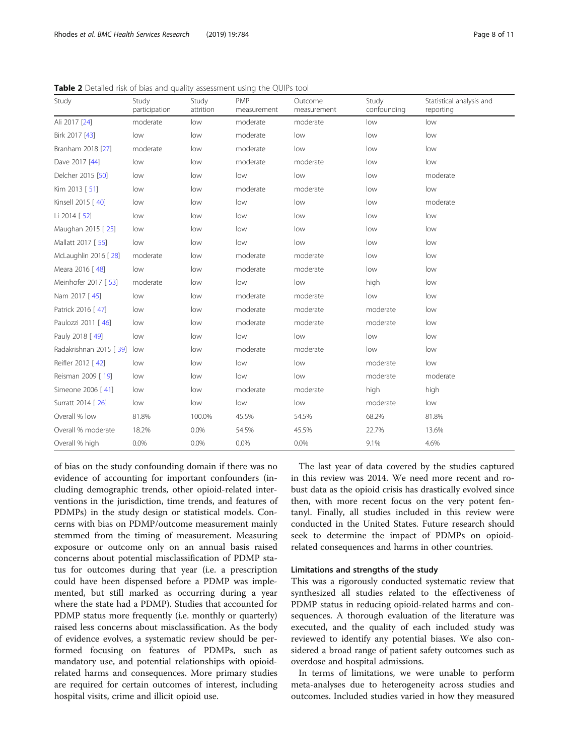**Table 2** Detailed risk of bias and quality assessment using the QUIPs tool

| Study | Study participation | Study attrition | PMP measurement | Outcome measurement | Study confounding | Statistical analysis and reporting |
|---|---|---|---|---|---|---|
| Ali 2017 [24] | moderate | low | moderate | moderate | low | low |
| Birk 2017 [43] | low | low | moderate | low | low | low |
| Branham 2018 [27] | moderate | low | moderate | low | low | low |
| Dave 2017 [44] | low | low | moderate | moderate | low | low |
| Delcher 2015 [50] | low | low | low | low | low | moderate |
| Kim 2013 [ 51] | low | low | moderate | moderate | low | low |
| Kinsell 2015 [ 40] | low | low | low | low | low | moderate |
| Li 2014 [ 52] | low | low | low | low | low | low |
| Maughan 2015 [ 25] | low | low | low | low | low | low |
| Mallatt 2017 [ 55] | low | low | low | low | low | low |
| McLaughlin 2016 [ 28] | moderate | low | moderate | moderate | low | low |
| Meara 2016 [ 48] | low | low | moderate | moderate | low | low |
| Meinhofer 2017 [ 53] | moderate | low | low | low | high | low |
| Nam 2017 [ 45] | low | low | moderate | moderate | low | low |
| Patrick 2016 [ 47] | low | low | moderate | moderate | moderate | low |
| Paulozzi 2011 [ 46] | low | low | moderate | moderate | moderate | low |
| Pauly 2018 [ 49] | low | low | low | low | low | low |
| Radakrishnan 2015 [ 39] | low | low | moderate | moderate | low | low |
| Reifler 2012 [ 42] | low | low | low | low | moderate | low |
| Reisman 2009 [ 19] | low | low | low | low | moderate | moderate |
| Simeone 2006 [ 41] | low | low | moderate | moderate | high | high |
| Surratt 2014 [ 26] | low | low | low | low | moderate | low |
| Overall % low | 81.8% | 100.0% | 45.5% | 54.5% | 68.2% | 81.8% |
| Overall % moderate | 18.2% | 0.0% | 54.5% | 45.5% | 22.7% | 13.6% |
| Overall % high | 0.0% | 0.0% | 0.0% | 0.0% | 9.1% | 4.6% |

of bias on the study confounding domain if there was no evidence of accounting for important confounders (including demographic trends, other opioid-related interventions in the jurisdiction, time trends, and features of PDMPs) in the study design or statistical models. Concerns with bias on PDMP/outcome measurement mainly stemmed from the timing of measurement. Measuring exposure or outcome only on an annual basis raised concerns about potential misclassification of PDMP status for outcomes during that year (i.e. a prescription could have been dispensed before a PDMP was implemented, but still marked as occurring during a year where the state had a PDMP). Studies that accounted for PDMP status more frequently (i.e. monthly or quarterly) raised less concerns about misclassification. As the body of evidence evolves, a systematic review should be performed focusing on features of PDMPs, such as mandatory use, and potential relationships with opioid-related harms and consequences. More primary studies are required for certain outcomes of interest, including hospital visits, crime and illicit opioid use.

The last year of data covered by the studies captured in this review was 2014. We need more recent and robust data as the opioid crisis has drastically evolved since then, with more recent focus on the very potent fentanyl. Finally, all studies included in this review were conducted in the United States. Future research should seek to determine the impact of PDMPs on opioid-related consequences and harms in other countries.

### Limitations and strengths of the study

This was a rigorously conducted systematic review that synthesized all studies related to the effectiveness of PDMP status in reducing opioid-related harms and consequences. A thorough evaluation of the literature was executed, and the quality of each included study was reviewed to identify any potential biases. We also considered a broad range of patient safety outcomes such as overdose and hospital admissions.

In terms of limitations, we were unable to perform meta-analyses due to heterogeneity across studies and outcomes. Included studies varied in how they measured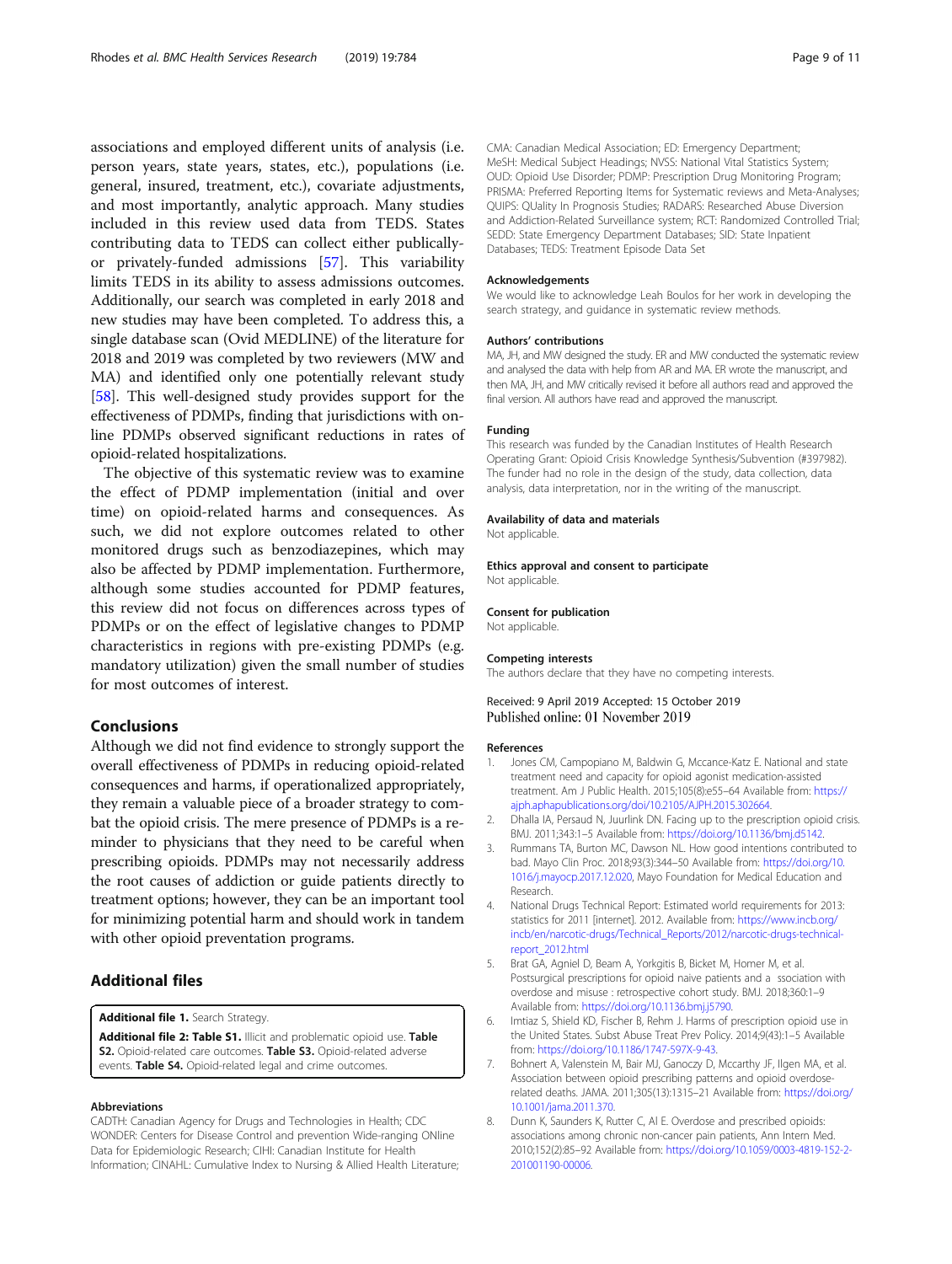associations and employed different units of analysis (i.e. person years, state years, states, etc.), populations (i.e. general, insured, treatment, etc.), covariate adjustments, and most importantly, analytic approach. Many studies included in this review used data from TEDS. States contributing data to TEDS can collect either publically- or privately-funded admissions [57]. This variability limits TEDS in its ability to assess admissions outcomes. Additionally, our search was completed in early 2018 and new studies may have been completed. To address this, a single database scan (Ovid MEDLINE) of the literature for 2018 and 2019 was completed by two reviewers (MW and MA) and identified only one potentially relevant study [58]. This well-designed study provides support for the effectiveness of PDMPs, finding that jurisdictions with online PDMPs observed significant reductions in rates of opioid-related hospitalizations.

The objective of this systematic review was to examine the effect of PDMP implementation (initial and over time) on opioid-related harms and consequences. As such, we did not explore outcomes related to other monitored drugs such as benzodiazepines, which may also be affected by PDMP implementation. Furthermore, although some studies accounted for PDMP features, this review did not focus on differences across types of PDMPs or on the effect of legislative changes to PDMP characteristics in regions with pre-existing PDMPs (e.g. mandatory utilization) given the small number of studies for most outcomes of interest.

## Conclusions

Although we did not find evidence to strongly support the overall effectiveness of PDMPs in reducing opioid-related consequences and harms, if operationalized appropriately, they remain a valuable piece of a broader strategy to combat the opioid crisis. The mere presence of PDMPs is a reminder to physicians that they need to be careful when prescribing opioids. PDMPs may not necessarily address the root causes of addiction or guide patients directly to treatment options; however, they can be an important tool for minimizing potential harm and should work in tandem with other opioid prevention programs.

## Additional files

**Additional file 1.** Search Strategy.

**Additional file 2: Table S1.** Illicit and problematic opioid use. **Table S2.** Opioid-related care outcomes. **Table S3.** Opioid-related adverse events. **Table S4.** Opioid-related legal and crime outcomes.

#### Abbreviations

CADTH: Canadian Agency for Drugs and Technologies in Health; CDC WONDER: Centers for Disease Control and prevention Wide-ranging ONline Data for Epidemiologic Research; CIHI: Canadian Institute for Health Information; CINAHL: Cumulative Index to Nursing & Allied Health Literature; CMA: Canadian Medical Association; ED: Emergency Department; MeSH: Medical Subject Headings; NVSS: National Vital Statistics System; OUD: Opioid Use Disorder; PDMP: Prescription Drug Monitoring Program; PRISMA: Preferred Reporting Items for Systematic reviews and Meta-Analyses; QUIPS: QUality In Prognosis Studies; RADARS: Researched Abuse Diversion and Addiction-Related Surveillance system; RCT: Randomized Controlled Trial; SEDD: State Emergency Department Databases; SID: State Inpatient Databases; TEDS: Treatment Episode Data Set

#### Acknowledgements

We would like to acknowledge Leah Boulos for her work in developing the search strategy, and guidance in systematic review methods.

#### Authors' contributions

MA, JH, and MW designed the study. ER and MW conducted the systematic review and analysed the data with help from AR and MA. ER wrote the manuscript, and then MA, JH, and MW critically revised it before all authors read and approved the final version. All authors have read and approved the manuscript.

#### Funding

This research was funded by the Canadian Institutes of Health Research Operating Grant: Opioid Crisis Knowledge Synthesis/Subvention (#397982). The funder had no role in the design of the study, data collection, data analysis, data interpretation, nor in the writing of the manuscript.

#### Availability of data and materials

Not applicable.

#### Ethics approval and consent to participate

Not applicable.

#### Consent for publication

Not applicable.

#### Competing interests

The authors declare that they have no competing interests.

Received: 9 April 2019 Accepted: 15 October 2019
Published online: 01 November 2019

#### References

1. Jones CM, Campopiano M, Baldwin G, Mccance-Katz E. National and state treatment need and capacity for opioid agonist medication-assisted treatment. Am J Public Health. 2015;105(8):e55–64 Available from: https://ajph.aphapublications.org/doi/10.2105/AJPH.2015.302664.
2. Dhalla IA, Persaud N, Juurlink DN. Facing up to the prescription opioid crisis. BMJ. 2011;343:1–5 Available from: https://doi.org/10.1136/bmj.d5142.
3. Rummans TA, Burton MC, Dawson NL. How good intentions contributed to bad. Mayo Clin Proc. 2018;93(3):344–50 Available from: https://doi.org/10.1016/j.mayocp.2017.12.020, Mayo Foundation for Medical Education and Research.
4. National Drugs Technical Report: Estimated world requirements for 2013: statistics for 2011 [internet]. 2012. Available from: https://www.incb.org/incb/en/narcotic-drugs/Technical_Reports/2012/narcotic-drugs-technical-report_2012.html
5. Brat GA, Agniel D, Beam A, Yorkgitis B, Bicket M, Homer M, et al. Postsurgical prescriptions for opioid naive patients and a ssociation with overdose and misuse : retrospective cohort study. BMJ. 2018;360:1–9 Available from: https://doi.org/10.1136.bmj.j5790.
6. Imtiaz S, Shield KD, Fischer B, Rehm J. Harms of prescription opioid use in the United States. Subst Abuse Treat Prev Policy. 2014;9(43):1–5 Available from: https://doi.org/10.1186/1747-597X-9-43.
7. Bohnert A, Valenstein M, Bair MJ, Ganoczy D, Mccarthy JF, Ilgen MA, et al. Association between opioid prescribing patterns and opioid overdose-related deaths. JAMA. 2011;305(13):1315–21 Available from: https://doi.org/10.1001/jama.2011.370.
8. Dunn K, Saunders K, Rutter C, Al E. Overdose and prescribed opioids: associations among chronic non-cancer pain patients, Ann Intern Med. 2010;152(2):85–92 Available from: https://doi.org/10.1059/0003-4819-152-2-201001190-00006.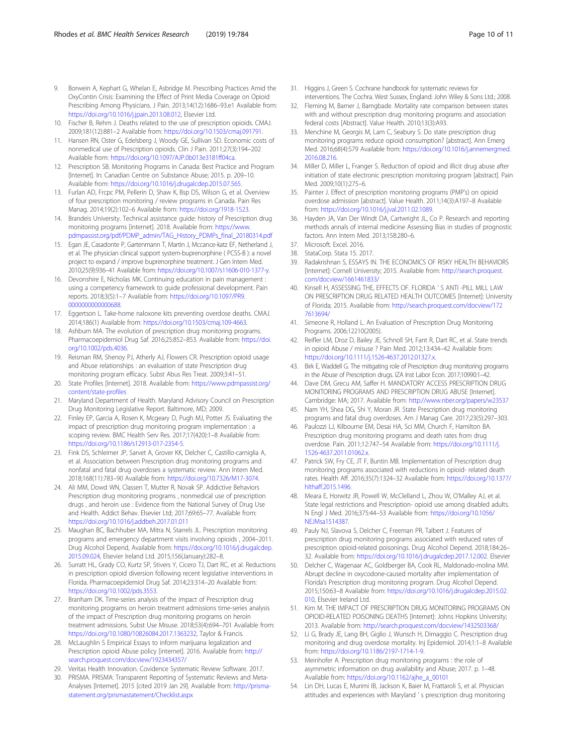9. Borwein A, Kephart G, Whelan E, Asbridge M. Prescribing Practices Amid the OxyContin Crisis: Examining the Effect of Print Media Coverage on Opioid Prescribing Among Physicians. J Pain. 2013;14(12):1686–93.e1 Available from: https://doi.org/10.1016/j.jpain.2013.08.012, Elsevier Ltd.
10. Fischer B, Rehm J. Deaths related to the use of prescription opioids. CMAJ. 2009;181(12):881–2 Available from: https://doi.org/10.1503/cmaj.091791.
11. Hansen RN, Oster G, Edelsberg J, Woody GE, Sullivan SD. Economic costs of nonmedical use of Prescription opioids. Clin J Pain. 2011;27(3):194–202 Available from: https://doi.org/10.1097/AJP.0b013e3181ff04ca.
12. Prescription SB. Monitoring Programs in Canada: Best Practice and Program [Internet]. In: Canadian Centre on Substance Abuse; 2015. p. 209–10. Available from: https://doi.org/10.1016/j.drugalcdep.2015.07.565.
13. Furlan AD, Frcpc PM, Pellerin D, Shaw K, Bsp DS, Wilson G, et al. Overview of four prescription monitoring / review programs in Canada. Pain Res Manag. 2014;19(2):102–6 Available from: https://doi.org/1918-1523.
14. Brandeis University. Technical assistance guide: history of Prescription drug monitoring programs [internet]. 2018. Available from: https://www.pdmpassist.org/pdf/PDMP_admin/TAG_History_PDMPs_final_20180314.pdf
15. Egan JE, Casadonte P, Gartenmann T, Martin J, Mccance-katz EF, Netherland J, et al. The physician clinical support system-buprenorphine ( PCSS-B ): a novel project to expand / improve buprenorphine treatment. J Gen Intern Med. 2010;25(9):936–41 Available from: https://doi.org/10.1007/s11606-010-1377-y.
16. Devonshire E, Nicholas MK. Continuing education in pain management : using a competency framework to guide professional development. Pain reports. 2018;3(5):1–7 Available from: https://doi.org/10.1097/PR9.0000000000000688.
17. Eggertson L. Take-home naloxone kits preventing overdose deaths. CMAJ. 2014;186(1) Available from: https://doi.org/10.1503/cmaj.109-4663.
18. Ashburn MA. The evolution of prescription drug monitoring programs. Pharmacoepidemiol Drug Saf. 2016;25:852–853. Available from: https://doi.org/10.1002/pds.4036.
19. Reisman RM, Shenoy PJ, Atherly AJ, Flowers CR. Prescription opioid usage and Abuse relationships : an evaluation of state Prescription drug monitoring program efficacy. Subst Abus Res Treat. 2009;3:41–51.
20. State Profiles [Internet]. 2018. Available from: https://www.pdmpassist.org/content/state-profiles
21. Maryland Department of Health. Maryland Advisory Council on Prescription Drug Monitoring Legislative Report. Baltimore, MD; 2009.
22. Finley EP, Garcia A, Rosen K, Mcgeary D, Pugh MJ, Potter JS. Evaluating the impact of prescription drug monitoring program implementation : a scoping review. BMC Health Serv Res. 2017;17(420):1–8 Available from: https://doi.org/10.1186/s12913-017-2354-5.
23. Fink DS, Schleimer JP, Sarvet A, Grover KK, Delcher C, Castillo-carniglia A, et al. Association between Prescription drug monitoring programs and nonfatal and fatal drug overdoses a systematic review. Ann Intern Med. 2018;168(11):783–90 Available from: https://doi.org/10.7326/M17-3074.
24. Ali MM, Dowd WN, Classen T, Mutter R, Novak SP. Addictive Behaviors Prescription drug monitoring programs , nonmedical use of prescription drugs , and heroin use : Evidence from the National Survey of Drug Use and Health. Addict Behav. Elsevier Ltd; 2017;69:65–77. Available from: https://doi.org/10.1016/j.addbeh.2017.01.011
25. Maughan BC, Bachhuber MA, Mitra N, Starrels JL. Prescription monitoring programs and emergency department visits involving opioids , 2004–2011. Drug Alcohol Depend, Available from: https://doi.org/10.1016/j.drugalcdep.2015.09.024, Elsevier Ireland Ltd. 2015;156(January):282–8.
26. Surratt HL, Grady CO, Kurtz SP, Stivers Y, Cicero TJ, Dart RC, et al. Reductions in prescription opioid diversion following recent legislative interventions in Florida. Pharmacoepidemiol Drug Saf. 2014;23:314–20 Available from: https://doi.org/10.1002/pds.3553.
27. Branham DK. Time-series analysis of the impact of Prescription drug monitoring programs on heroin treatment admissions time-series analysis of the impact of Prescription drug monitoring programs on heroin treatment admissions. Subst Use Misuse. 2018;53(4):694–701 Available from: https://doi.org/10.1080/10826084.2017.1363232, Taylor & Francis.
28. McLaughlin S Empirical Essays to inform marijuana legalization and Prescription opioid Abuse policy [internet]. 2016. Available from: http://search.proquest.com/docview/1923434357/
29. Veritas Health Innovation. Covidence Systematic Review Software. 2017.
30. PRISMA. PRISMA: Transparent Reporting of Systematic Reviews and Meta-Analyses [Internet]. 2015 [cited 2019 Jan 29]. Available from: http://prisma-statement.org/prismastatement/Checklist.aspx
31. Higgins J, Green S. Cochrane handbook for systematic reviews for interventions. The Cochra. West Sussex, England: John Wiley & Sons Ltd.; 2008.
32. Fleming M, Barner J, Bamgbade. Mortality rate comparison between states with and without prescription drug monitoring programs and association federal costs [Abstract]. Value Health. 2010;13(3):A93.
33. Menchine M, Georgis M, Lam C, Seabury S. Do state prescription drug monitoring programs reduce opioid consumption? [abstract]. Ann Emerg Med. 2016;68(4):S79 Available from: https://doi.org/10.1016/j.annemergmed.2016.08.216.
34. Miller D, Miller L, Franger S. Reduction of opioid and illicit drug abuse after initiation of state electronic prescription monitoring program [abstract]. Pain Med. 2009;10(1):275–6.
35. Painter J. Effect of prescription monitoring programs (PMP's) on opioid overdose admission [abstract]. Value Health. 2011;14(3):A197–8 Available from: https://doi.org/10.1016/j.jval.2011.02.1089.
36. Hayden JA, Van Der Windt DA, Cartwright JL, Co P. Research and reporting methods annals of internal medicine Assessing Bias in studies of prognostic factors. Ann Intern Med. 2013;158:280–6.
37. Microsoft. Excel. 2016.
38. StataCorp. Stata 15. 2017.
39. Radakrishnan S, ESSAYS IN. THE ECONOMICS OF RISKY HEALTH BEHAVIORS [Internet]: Cornell University; 2015. Available from: http://search.proquest.com/docview/1661461833/
40. Kinsell H, ASSESSING THE, EFFECTS OF. FLORIDA ' S ANTI -PILL MILL LAW ON PRESCRIPTION DRUG RELATED HEALTH OUTCOMES [Internet]: University of Florida; 2015. Available from: http://search.proquest.com/docview/1727613694/
41. Simeone R, Holland L. An Evaluation of Prescription Drug Monitoring Programs. 2006;12210(2005).
42. Reifler LM, Droz D, Bailey JE, Schnoll SH, Fant R, Dart RC, et al. State trends in opioid Abuse / misuse ? Pain Med. 2012;13:434–42 Available from: https://doi.org/10.1111/j.1526-4637.2012.01327.x.
43. Birk E, Waddell G. The mitigating role of Prescription drug monitoring programs in the Abuse of Prescription drugs. IZA Inst Labor Econ. 2017;10990:1–42.
44. Dave DM, Grecu AM, Saffer H. MANDATORY ACCESS PRESCRIPTION DRUG MONITORING PROGRAMS AND PRESCRIPTION DRUG ABUSE [Internet]. Cambridge: MA; 2017. Available from: http://www.nber.org/papers/w23537
45. Nam YH, Shea DG, Shi Y, Moran JR. State Prescription drug monitoring programs and fatal drug overdoses. Am J Manag Care. 2017;23(5):297–303.
46. Paulozzi LJ, Kilbourne EM, Desai HA, Sci MM, Church F, Hamilton BA. Prescription drug monitoring programs and death rates from drug overdose. Pain. 2011;12:747–54 Available from: https://doi.org/10.1111/j.1526-4637.2011.01062.x.
47. Patrick SW, Fry CE, JT F, Buntin MB. Implementation of Prescription drug monitoring programs associated with reductions in opioid- related death rates. Health Aff. 2016;35(7):1324–32 Available from: https://doi.org/10.1377/hlthaff.2015.1496.
48. Meara E, Horwitz JR, Powell W, McClelland L, Zhou W, O'Malley AJ, et al. State legal restrictions and Prescription- opioid use among disabled adults. N Engl J Med. 2016;375:44–53 Available from: https://doi.org/10.1056/NEJMsa1514387.
49. Pauly NJ, Slavova S, Delcher C, Freeman PR, Talbert J. Features of prescription drug monitoring programs associated with reduced rates of prescription opioid-related poisonings. Drug Alcohol Depend. 2018;184:26–32. Available from: https://doi.org/10.1016/j.drugalcdep.2017.12.002. Elsevier
50. Delcher C, Wagenaar AC, Goldberger BA, Cook RL, Maldonado-molina MM. Abrupt decline in oxycodone-caused mortality after implementation of Florida's Prescription drug monitoring program. Drug Alcohol Depend. 2015;150:63–8 Available from: https://doi.org/10.1016/j.drugalcdep.2015.02.010, Elsevier Ireland Ltd.
51. Kim M. THE IMPACT OF PRESCRIPTION DRUG MONITORING PROGRAMS ON OPIOID-RELATED POISONING DEATHS [Internet]: Johns Hopkins University; 2013. Available from: http://search.proquest.com/docview/1432503368/
52. Li G, Brady JE, Lang BH, Giglio J, Wunsch H, Dimaggio C. Prescription drug monitoring and drug overdose mortality. Inj Epidemiol. 2014;1:1–8 Available from: https://doi.org/10.1186/2197-1714-1-9.
53. Meinhofer A. Prescription drug monitoring programs : the role of asymmetric information on drug availability and Abuse; 2017. p. 1–48. Available from: https://doi.org/10.1162/ajhe_a_00101
54. Lin DH, Lucas E, Murimi IB, Jackson K, Baier M, Frattaroli S, et al. Physician attitudes and experiences with Maryland ' s prescription drug monitoring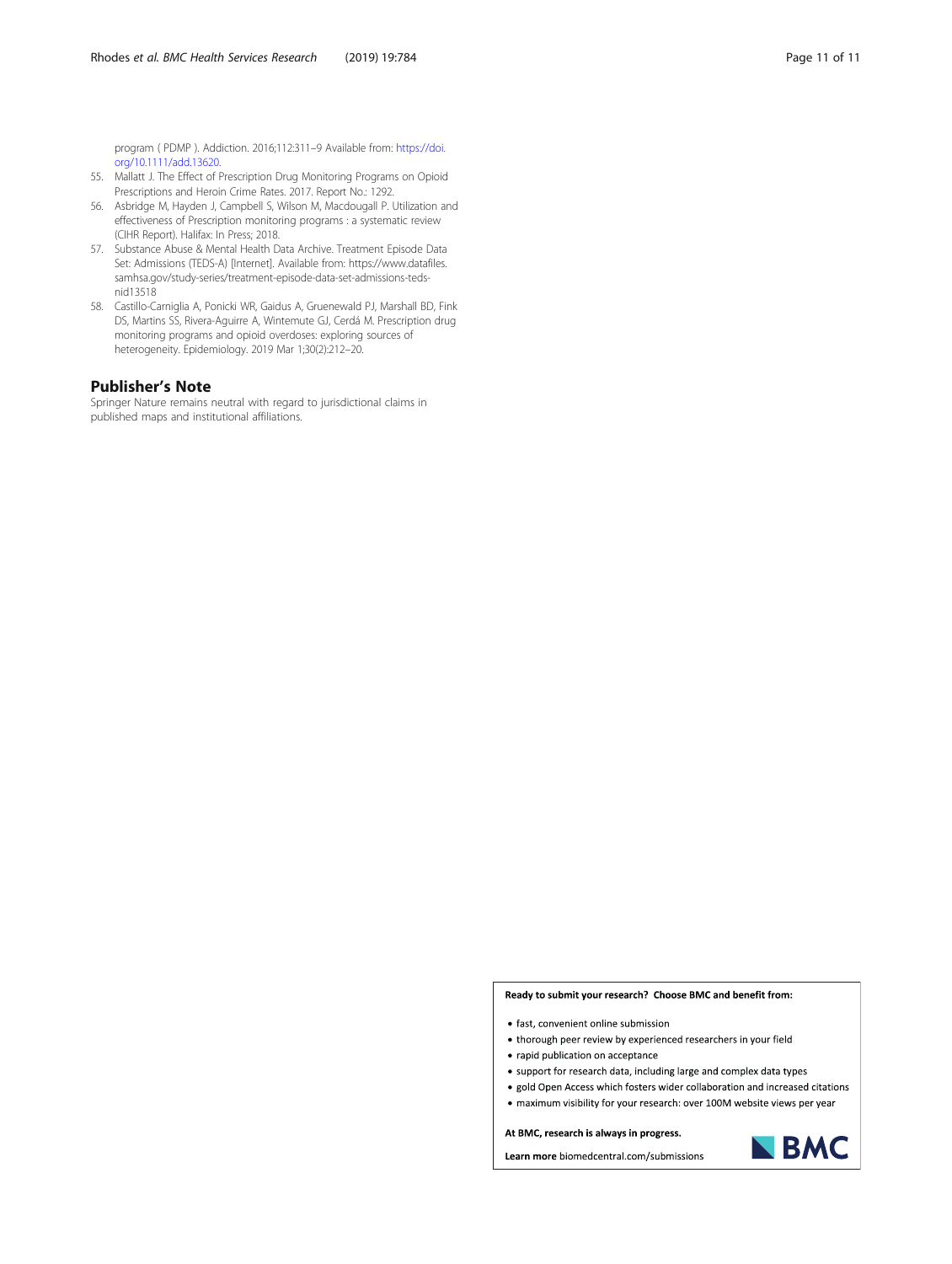program ( PDMP ). Addiction. 2016;112:311–9 Available from: https://doi.org/10.1111/add.13620.

55. Mallatt J. The Effect of Prescription Drug Monitoring Programs on Opioid Prescriptions and Heroin Crime Rates. 2017. Report No.: 1292.
56. Asbridge M, Hayden J, Campbell S, Wilson M, Macdougall P. Utilization and effectiveness of Prescription monitoring programs : a systematic review (CIHR Report). Halifax: In Press; 2018.
57. Substance Abuse & Mental Health Data Archive. Treatment Episode Data Set: Admissions (TEDS-A) [Internet]. Available from: https://www.datafiles.samhsa.gov/study-series/treatment-episode-data-set-admissions-teds-nid13518
58. Castillo-Carniglia A, Ponicki WR, Gaidus A, Gruenewald PJ, Marshall BD, Fink DS, Martins SS, Rivera-Aguirre A, Wintemute GJ, Cerdá M. Prescription drug monitoring programs and opioid overdoses: exploring sources of heterogeneity. Epidemiology. 2019 Mar 1;30(2):212–20.

## Publisher's Note

Springer Nature remains neutral with regard to jurisdictional claims in published maps and institutional affiliations.

**Ready to submit your research? Choose BMC and benefit from:**

- fast, convenient online submission
- thorough peer review by experienced researchers in your field
- rapid publication on acceptance
- support for research data, including large and complex data types
- gold Open Access which fosters wider collaboration and increased citations
- maximum visibility for your research: over 100M website views per year

**At BMC, research is always in progress.**

**Learn more** biomedcentral.com/submissions

BMC